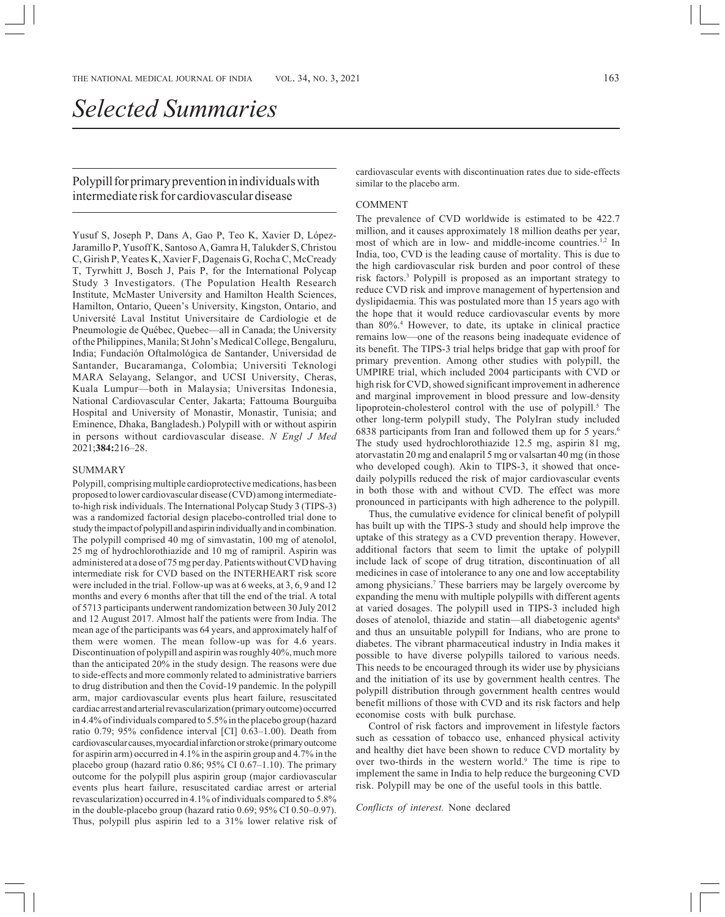# Selected Summaries

## Polypill for primary prevention in individuals with intermediate risk for cardiovascular disease

Yusuf S, Joseph P, Dans A, Gao P, Teo K, Xavier D, López-Jaramillo P, Yusoff K, Santoso A, Gamra H, Talukder S, Christou C, Girish P, Yeates K, Xavier F, Dagenais G, Rocha C, McCready T, Tyrwhitt J, Bosch J, Pais P, for the International Polycap Study 3 Investigators. (The Population Health Research Institute, McMaster University and Hamilton Health Sciences, Hamilton, Ontario, Queen's University, Kingston, Ontario, and Université Laval Institut Universitaire de Cardiologie et de Pneumologie de Québec, Quebec—all in Canada; the University of the Philippines, Manila; St John's Medical College, Bengaluru, India; Fundación Oftalmológica de Santander, Universidad de Santander, Bucaramanga, Colombia; Universiti Teknologi MARA Selayang, Selangor, and UCSI University, Cheras, Kuala Lumpur—both in Malaysia; Universitas Indonesia, National Cardiovascular Center, Jakarta; Fattouma Bourguiba Hospital and University of Monastir, Monastir, Tunisia; and Eminence, Dhaka, Bangladesh.) Polypill with or without aspirin in persons without cardiovascular disease. *N Engl J Med* 2021;**384:**216–28.

### SUMMARY

Polypill, comprising multiple cardioprotective medications, has been proposed to lower cardiovascular disease (CVD) among intermediate-to-high risk individuals. The International Polycap Study 3 (TIPS-3) was a randomized factorial design placebo-controlled trial done to study the impact of polypill and aspirin individually and in combination. The polypill comprised 40 mg of simvastatin, 100 mg of atenolol, 25 mg of hydrochlorothiazide and 10 mg of ramipril. Aspirin was administered at a dose of 75 mg per day. Patients without CVD having intermediate risk for CVD based on the INTERHEART risk score were included in the trial. Follow-up was at 6 weeks, at 3, 6, 9 and 12 months and every 6 months after that till the end of the trial. A total of 5713 participants underwent randomization between 30 July 2012 and 12 August 2017. Almost half the patients were from India. The mean age of the participants was 64 years, and approximately half of them were women. The mean follow-up was for 4.6 years. Discontinuation of polypill and aspirin was roughly 40%, much more than the anticipated 20% in the study design. The reasons were due to side-effects and more commonly related to administrative barriers to drug distribution and then the Covid-19 pandemic. In the polypill arm, major cardiovascular events plus heart failure, resuscitated cardiac arrest and arterial revascularization (primary outcome) occurred in 4.4% of individuals compared to 5.5% in the placebo group (hazard ratio 0.79; 95% confidence interval [CI] 0.63–1.00). Death from cardiovascular causes, myocardial infarction or stroke (primary outcome for aspirin arm) occurred in 4.1% in the aspirin group and 4.7% in the placebo group (hazard ratio 0.86; 95% CI 0.67–1.10). The primary outcome for the polypill plus aspirin group (major cardiovascular events plus heart failure, resuscitated cardiac arrest or arterial revascularization) occurred in 4.1% of individuals compared to 5.8% in the double-placebo group (hazard ratio 0.69; 95% CI 0.50–0.97). Thus, polypill plus aspirin led to a 31% lower relative risk of cardiovascular events with discontinuation rates due to side-effects similar to the placebo arm.

### COMMENT

The prevalence of CVD worldwide is estimated to be 422.7 million, and it causes approximately 18 million deaths per year, most of which are in low- and middle-income countries.[1,2] In India, too, CVD is the leading cause of mortality. This is due to the high cardiovascular risk burden and poor control of these risk factors.[3] Polypill is proposed as an important strategy to reduce CVD risk and improve management of hypertension and dyslipidaemia. This was postulated more than 15 years ago with the hope that it would reduce cardiovascular events by more than 80%.[4] However, to date, its uptake in clinical practice remains low—one of the reasons being inadequate evidence of its benefit. The TIPS-3 trial helps bridge that gap with proof for primary prevention. Among other studies with polypill, the UMPIRE trial, which included 2004 participants with CVD or high risk for CVD, showed significant improvement in adherence and marginal improvement in blood pressure and low-density lipoprotein-cholesterol control with the use of polypill.[5] The other long-term polypill study, The PolyIran study included 6838 participants from Iran and followed them up for 5 years.[6] The study used hydrochlorothiazide 12.5 mg, aspirin 81 mg, atorvastatin 20 mg and enalapril 5 mg or valsartan 40 mg (in those who developed cough). Akin to TIPS-3, it showed that once-daily polypills reduced the risk of major cardiovascular events in both those with and without CVD. The effect was more pronounced in participants with high adherence to the polypill.

Thus, the cumulative evidence for clinical benefit of polypill has built up with the TIPS-3 study and should help improve the uptake of this strategy as a CVD prevention therapy. However, additional factors that seem to limit the uptake of polypill include lack of scope of drug titration, discontinuation of all medicines in case of intolerance to any one and low acceptability among physicians.[7] These barriers may be largely overcome by expanding the menu with multiple polypills with different agents at varied dosages. The polypill used in TIPS-3 included high doses of atenolol, thiazide and statin—all diabetogenic agents[8] and thus an unsuitable polypill for Indians, who are prone to diabetes. The vibrant pharmaceutical industry in India makes it possible to have diverse polypills tailored to various needs. This needs to be encouraged through its wider use by physicians and the initiation of its use by government health centres. The polypill distribution through government health centres would benefit millions of those with CVD and its risk factors and help economise costs with bulk purchase.

Control of risk factors and improvement in lifestyle factors such as cessation of tobacco use, enhanced physical activity and healthy diet have been shown to reduce CVD mortality by over two-thirds in the western world.[9] The time is ripe to implement the same in India to help reduce the burgeoning CVD risk. Polypill may be one of the useful tools in this battle.

*Conflicts of interest.* None declared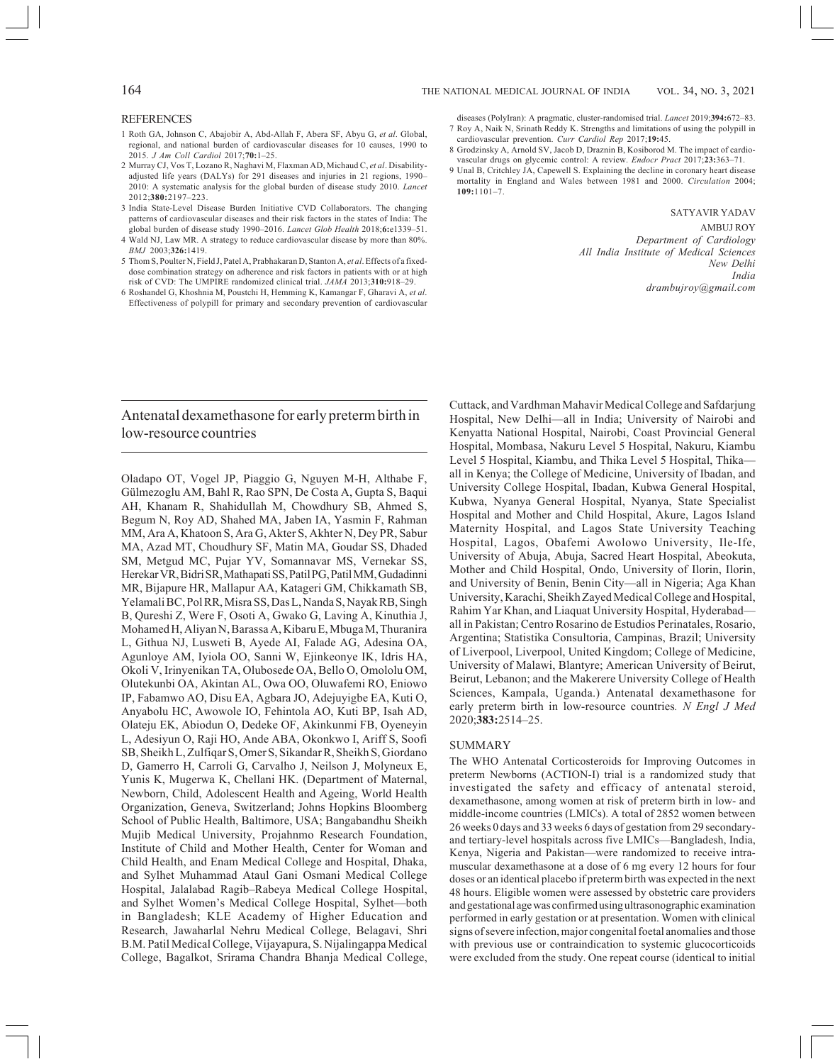## REFERENCES

1 Roth GA, Johnson C, Abajobir A, Abd-Allah F, Abera SF, Abyu G, *et al*. Global, regional, and national burden of cardiovascular diseases for 10 causes, 1990 to 2015. *J Am Coll Cardiol* 2017;**70:**1–25.
2 Murray CJ, Vos T, Lozano R, Naghavi M, Flaxman AD, Michaud C, *et al*. Disability-adjusted life years (DALYs) for 291 diseases and injuries in 21 regions, 1990–2010: A systematic analysis for the global burden of disease study 2010. *Lancet* 2012;**380:**2197–223.
3 India State-Level Disease Burden Initiative CVD Collaborators. The changing patterns of cardiovascular diseases and their risk factors in the states of India: The global burden of disease study 1990–2016. *Lancet Glob Health* 2018;**6:**e1339–51.
4 Wald NJ, Law MR. A strategy to reduce cardiovascular disease by more than 80%. *BMJ* 2003;**326:**1419.
5 Thom S, Poulter N, Field J, Patel A, Prabhakaran D, Stanton A, *et al*. Effects of a fixed-dose combination strategy on adherence and risk factors in patients with or at high risk of CVD: The UMPIRE randomized clinical trial. *JAMA* 2013;**310:**918–29.
6 Roshandel G, Khoshnia M, Poustchi H, Hemming K, Kamangar F, Gharavi A, *et al*. Effectiveness of polypill for primary and secondary prevention of cardiovascular diseases (PolyIran): A pragmatic, cluster-randomised trial. *Lancet* 2019;**394:**672–83.
7 Roy A, Naik N, Srinath Reddy K. Strengths and limitations of using the polypill in cardiovascular prevention. *Curr Cardiol Rep* 2017;**19:**45.
8 Grodzinsky A, Arnold SV, Jacob D, Draznin B, Kosiborod M. The impact of cardiovascular drugs on glycemic control: A review. *Endocr Pract* 2017;**23:**363–71.
9 Unal B, Critchley JA, Capewell S. Explaining the decline in coronary heart disease mortality in England and Wales between 1981 and 2000. *Circulation* 2004; **109:**1101–7.

SATYAVIR YADAV
AMBUJ ROY
*Department of Cardiology*
*All India Institute of Medical Sciences*
*New Delhi*
*India*
*drambujroy@gmail.com*

# Antenatal dexamethasone for early preterm birth in low-resource countries

Oladapo OT, Vogel JP, Piaggio G, Nguyen M-H, Althabe F, Gülmezoglu AM, Bahl R, Rao SPN, De Costa A, Gupta S, Baqui AH, Khanam R, Shahidullah M, Chowdhury SB, Ahmed S, Begum N, Roy AD, Shahed MA, Jaben IA, Yasmin F, Rahman MM, Ara A, Khatoon S, Ara G, Akter S, Akhter N, Dey PR, Sabur MA, Azad MT, Choudhury SF, Matin MA, Goudar SS, Dhaded SM, Metgud MC, Pujar YV, Somannavar MS, Vernekar SS, Herekar VR, Bidri SR, Mathapati SS, Patil PG, Patil MM, Gudadinni MR, Bijapure HR, Mallapur AA, Katageri GM, Chikkamath SB, Yelamali BC, Pol RR, Misra SS, Das L, Nanda S, Nayak RB, Singh B, Qureshi Z, Were F, Osoti A, Gwako G, Laving A, Kinuthia J, Mohamed H, Aliyan N, Barassa A, Kibaru E, Mbuga M, Thuranira L, Githua NJ, Lusweti B, Ayede AI, Falade AG, Adesina OA, Agunloye AM, Iyiola OO, Sanni W, Ejinkeonye IK, Idris HA, Okoli V, Irinyenikan TA, Olubosede OA, Bello O, Omololu OM, Olutekunbi OA, Akintan AL, Owa OO, Oluwafemi RO, Eniowo IP, Fabamwo AO, Disu EA, Agbara JO, Adejuyigbe EA, Kuti O, Anyabolu HC, Awowole IO, Fehintola AO, Kuti BP, Isah AD, Olateju EK, Abiodun O, Dedeke OF, Akinkunmi FB, Oyeneyin L, Adesiyun O, Raji HO, Ande ABA, Okonkwo I, Ariff S, Soofi SB, Sheikh L, Zulfiqar S, Omer S, Sikandar R, Sheikh S, Giordano D, Gamerro H, Carroli G, Carvalho J, Neilson J, Molyneux E, Yunis K, Mugerwa K, Chellani HK. (Department of Maternal, Newborn, Child, Adolescent Health and Ageing, World Health Organization, Geneva, Switzerland; Johns Hopkins Bloomberg School of Public Health, Baltimore, USA; Bangabandhu Sheikh Mujib Medical University, Projahnmo Research Foundation, Institute of Child and Mother Health, Center for Woman and Child Health, and Enam Medical College and Hospital, Dhaka, and Sylhet Muhammad Ataul Gani Osmani Medical College Hospital, Jalalabad Ragib–Rabeya Medical College Hospital, and Sylhet Women's Medical College Hospital, Sylhet—both in Bangladesh; KLE Academy of Higher Education and Research, Jawaharlal Nehru Medical College, Belagavi, Shri B.M. Patil Medical College, Vijayapura, S. Nijalingappa Medical College, Bagalkot, Srirama Chandra Bhanja Medical College, Cuttack, and Vardhman Mahavir Medical College and Safdarjung Hospital, New Delhi—all in India; University of Nairobi and Kenyatta National Hospital, Nairobi, Coast Provincial General Hospital, Mombasa, Nakuru Level 5 Hospital, Nakuru, Kiambu Level 5 Hospital, Kiambu, and Thika Level 5 Hospital, Thika—all in Kenya; the College of Medicine, University of Ibadan, and University College Hospital, Ibadan, Kubwa General Hospital, Kubwa, Nyanya General Hospital, Nyanya, State Specialist Hospital and Mother and Child Hospital, Akure, Lagos Island Maternity Hospital, and Lagos State University Teaching Hospital, Lagos, Obafemi Awolowo University, Ile-Ife, University of Abuja, Abuja, Sacred Heart Hospital, Abeokuta, Mother and Child Hospital, Ondo, University of Ilorin, Ilorin, and University of Benin, Benin City—all in Nigeria; Aga Khan University, Karachi, Sheikh Zayed Medical College and Hospital, Rahim Yar Khan, and Liaquat University Hospital, Hyderabad—all in Pakistan; Centro Rosarino de Estudios Perinatales, Rosario, Argentina; Statistika Consultoria, Campinas, Brazil; University of Liverpool, Liverpool, United Kingdom; College of Medicine, University of Malawi, Blantyre; American University of Beirut, Beirut, Lebanon; and the Makerere University College of Health Sciences, Kampala, Uganda.) Antenatal dexamethasone for early preterm birth in low-resource countries*. N Engl J Med* 2020;**383:**2514–25.

## SUMMARY

The WHO Antenatal Corticosteroids for Improving Outcomes in preterm Newborns (ACTION-I) trial is a randomized study that investigated the safety and efficacy of antenatal steroid, dexamethasone, among women at risk of preterm birth in low- and middle-income countries (LMICs). A total of 2852 women between 26 weeks 0 days and 33 weeks 6 days of gestation from 29 secondary- and tertiary-level hospitals across five LMICs—Bangladesh, India, Kenya, Nigeria and Pakistan—were randomized to receive intramuscular dexamethasone at a dose of 6 mg every 12 hours for four doses or an identical placebo if preterm birth was expected in the next 48 hours. Eligible women were assessed by obstetric care providers and gestational age was confirmed using ultrasonographic examination performed in early gestation or at presentation. Women with clinical signs of severe infection, major congenital foetal anomalies and those with previous use or contraindication to systemic glucocorticoids were excluded from the study. One repeat course (identical to initial